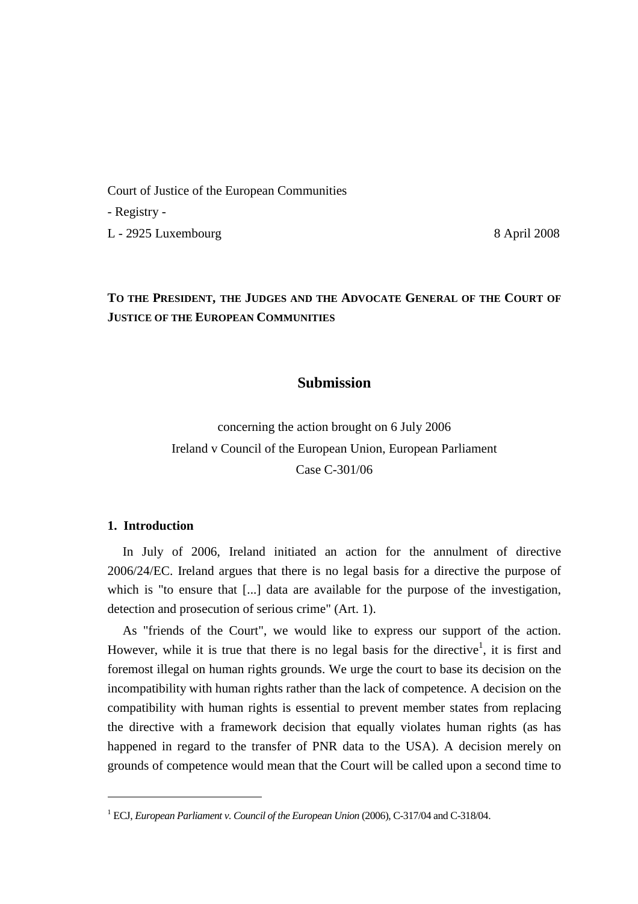Court of Justice of the European Communities

- Registry -

L - 2925 Luxembourg 8 April 2008

**TO THE PRESIDENT, THE JUDGES AND THE ADVOCATE GENERAL OF THE COURT OF JUSTICE OF THE EUROPEAN COMMUNITIES**

# Submission

concerning the action brought on 6 July 2006
Ireland v Council of the European Union, European Parliament
Case C-301/06

## 1. Introduction

In July of 2006, Ireland initiated an action for the annulment of directive 2006/24/EC. Ireland argues that there is no legal basis for a directive the purpose of which is "to ensure that [...] data are available for the purpose of the investigation, detection and prosecution of serious crime" (Art. 1).

As "friends of the Court", we would like to express our support of the action. However, while it is true that there is no legal basis for the directive[1], it is first and foremost illegal on human rights grounds. We urge the court to base its decision on the incompatibility with human rights rather than the lack of competence. A decision on the compatibility with human rights is essential to prevent member states from replacing the directive with a framework decision that equally violates human rights (as has happened in regard to the transfer of PNR data to the USA). A decision merely on grounds of competence would mean that the Court will be called upon a second time to

---

[1] ECJ, *European Parliament v. Council of the European Union* (2006), C-317/04 and C-318/04.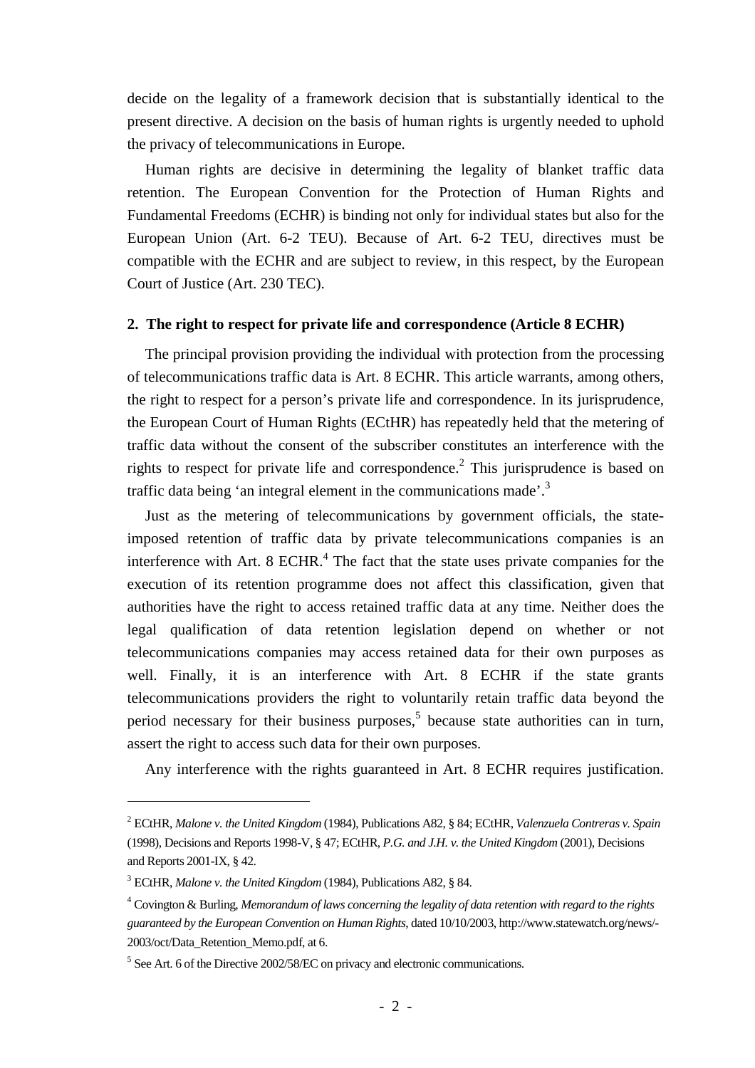decide on the legality of a framework decision that is substantially identical to the present directive. A decision on the basis of human rights is urgently needed to uphold the privacy of telecommunications in Europe.

Human rights are decisive in determining the legality of blanket traffic data retention. The European Convention for the Protection of Human Rights and Fundamental Freedoms (ECHR) is binding not only for individual states but also for the European Union (Art. 6-2 TEU). Because of Art. 6-2 TEU, directives must be compatible with the ECHR and are subject to review, in this respect, by the European Court of Justice (Art. 230 TEC).

### 2. The right to respect for private life and correspondence (Article 8 ECHR)

The principal provision providing the individual with protection from the processing of telecommunications traffic data is Art. 8 ECHR. This article warrants, among others, the right to respect for a person's private life and correspondence. In its jurisprudence, the European Court of Human Rights (ECtHR) has repeatedly held that the metering of traffic data without the consent of the subscriber constitutes an interference with the rights to respect for private life and correspondence.[2] This jurisprudence is based on traffic data being 'an integral element in the communications made'.[3]

Just as the metering of telecommunications by government officials, the state-imposed retention of traffic data by private telecommunications companies is an interference with Art. 8 ECHR.[4] The fact that the state uses private companies for the execution of its retention programme does not affect this classification, given that authorities have the right to access retained traffic data at any time. Neither does the legal qualification of data retention legislation depend on whether or not telecommunications companies may access retained data for their own purposes as well. Finally, it is an interference with Art. 8 ECHR if the state grants telecommunications providers the right to voluntarily retain traffic data beyond the period necessary for their business purposes,[5] because state authorities can in turn, assert the right to access such data for their own purposes.

Any interference with the rights guaranteed in Art. 8 ECHR requires justification.

---

[2] ECtHR, *Malone v. the United Kingdom* (1984), Publications A82, § 84; ECtHR, *Valenzuela Contreras v. Spain* (1998), Decisions and Reports 1998-V, § 47; ECtHR, *P.G. and J.H. v. the United Kingdom* (2001), Decisions and Reports 2001-IX, § 42.

[3] ECtHR, *Malone v. the United Kingdom* (1984), Publications A82, § 84.

[4] Covington & Burling, *Memorandum of laws concerning the legality of data retention with regard to the rights guaranteed by the European Convention on Human Rights*, dated 10/10/2003, http://www.statewatch.org/news/-2003/oct/Data_Retention_Memo.pdf, at 6.

[5] See Art. 6 of the Directive 2002/58/EC on privacy and electronic communications.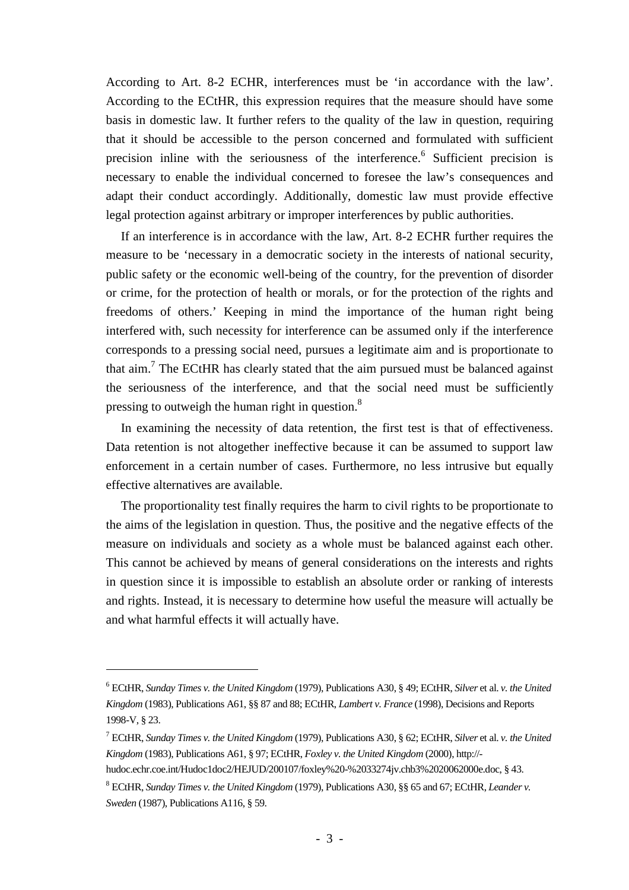According to Art. 8-2 ECHR, interferences must be 'in accordance with the law'. According to the ECtHR, this expression requires that the measure should have some basis in domestic law. It further refers to the quality of the law in question, requiring that it should be accessible to the person concerned and formulated with sufficient precision inline with the seriousness of the interference.[6] Sufficient precision is necessary to enable the individual concerned to foresee the law's consequences and adapt their conduct accordingly. Additionally, domestic law must provide effective legal protection against arbitrary or improper interferences by public authorities.

If an interference is in accordance with the law, Art. 8-2 ECHR further requires the measure to be 'necessary in a democratic society in the interests of national security, public safety or the economic well-being of the country, for the prevention of disorder or crime, for the protection of health or morals, or for the protection of the rights and freedoms of others.' Keeping in mind the importance of the human right being interfered with, such necessity for interference can be assumed only if the interference corresponds to a pressing social need, pursues a legitimate aim and is proportionate to that aim.[7] The ECtHR has clearly stated that the aim pursued must be balanced against the seriousness of the interference, and that the social need must be sufficiently pressing to outweigh the human right in question.[8]

In examining the necessity of data retention, the first test is that of effectiveness. Data retention is not altogether ineffective because it can be assumed to support law enforcement in a certain number of cases. Furthermore, no less intrusive but equally effective alternatives are available.

The proportionality test finally requires the harm to civil rights to be proportionate to the aims of the legislation in question. Thus, the positive and the negative effects of the measure on individuals and society as a whole must be balanced against each other. This cannot be achieved by means of general considerations on the interests and rights in question since it is impossible to establish an absolute order or ranking of interests and rights. Instead, it is necessary to determine how useful the measure will actually be and what harmful effects it will actually have.

---

[6] ECtHR, *Sunday Times v. the United Kingdom* (1979), Publications A30, § 49; ECtHR, *Silver* et al. *v. the United Kingdom* (1983), Publications A61, §§ 87 and 88; ECtHR, *Lambert v. France* (1998), Decisions and Reports 1998-V, § 23.

[7] ECtHR, *Sunday Times v. the United Kingdom* (1979), Publications A30, § 62; ECtHR, *Silver* et al. *v. the United Kingdom* (1983), Publications A61, § 97; ECtHR, *Foxley v. the United Kingdom* (2000), http://-hudoc.echr.coe.int/Hudoc1doc2/HEJUD/200107/foxley%20-%2033274jv.chb3%2020062000e.doc, § 43.

[8] ECtHR, *Sunday Times v. the United Kingdom* (1979), Publications A30, §§ 65 and 67; ECtHR, *Leander v. Sweden* (1987), Publications A116, § 59.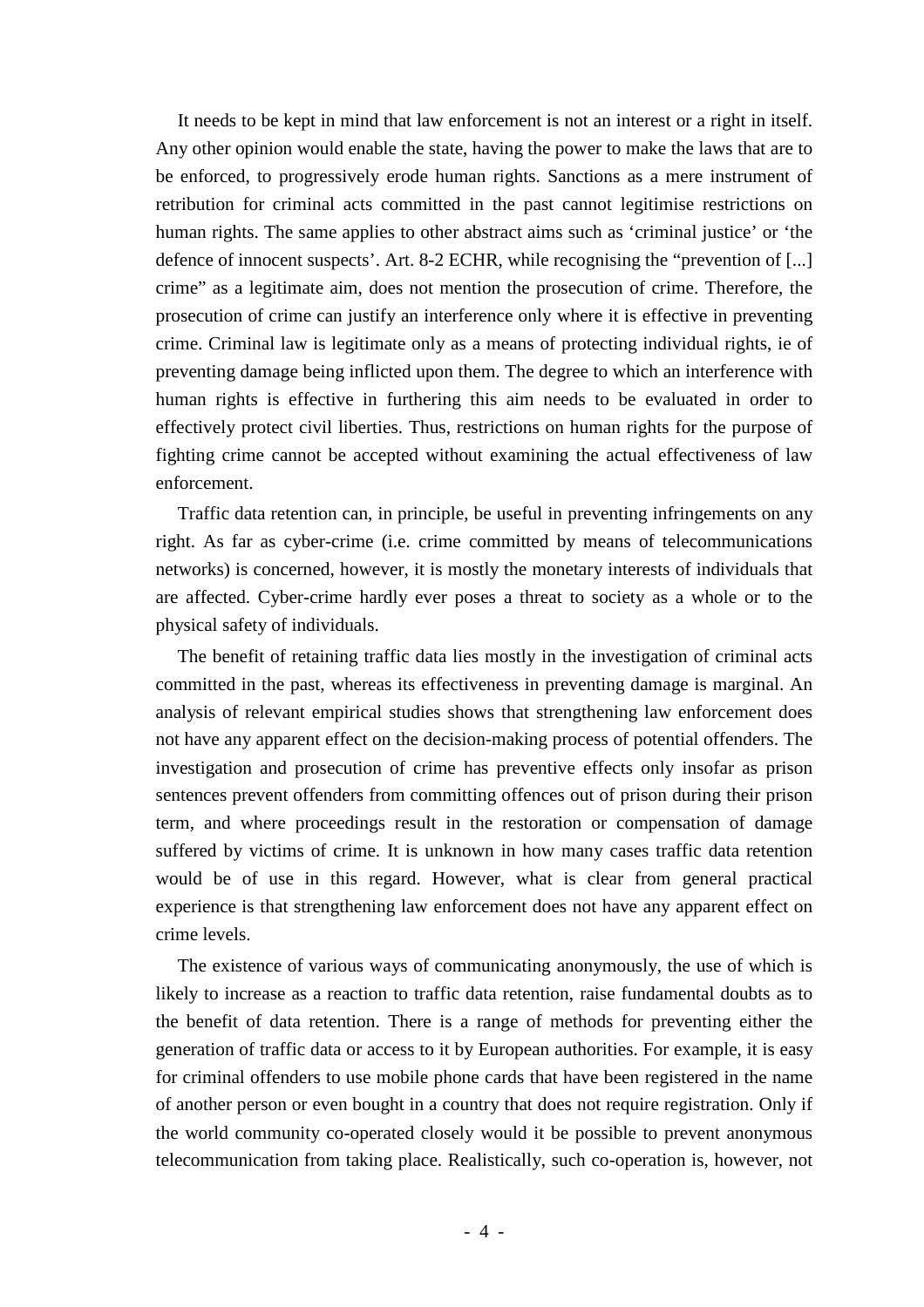It needs to be kept in mind that law enforcement is not an interest or a right in itself. Any other opinion would enable the state, having the power to make the laws that are to be enforced, to progressively erode human rights. Sanctions as a mere instrument of retribution for criminal acts committed in the past cannot legitimise restrictions on human rights. The same applies to other abstract aims such as 'criminal justice' or 'the defence of innocent suspects'. Art. 8-2 ECHR, while recognising the "prevention of [...] crime" as a legitimate aim, does not mention the prosecution of crime. Therefore, the prosecution of crime can justify an interference only where it is effective in preventing crime. Criminal law is legitimate only as a means of protecting individual rights, ie of preventing damage being inflicted upon them. The degree to which an interference with human rights is effective in furthering this aim needs to be evaluated in order to effectively protect civil liberties. Thus, restrictions on human rights for the purpose of fighting crime cannot be accepted without examining the actual effectiveness of law enforcement.

Traffic data retention can, in principle, be useful in preventing infringements on any right. As far as cyber-crime (i.e. crime committed by means of telecommunications networks) is concerned, however, it is mostly the monetary interests of individuals that are affected. Cyber-crime hardly ever poses a threat to society as a whole or to the physical safety of individuals.

The benefit of retaining traffic data lies mostly in the investigation of criminal acts committed in the past, whereas its effectiveness in preventing damage is marginal. An analysis of relevant empirical studies shows that strengthening law enforcement does not have any apparent effect on the decision-making process of potential offenders. The investigation and prosecution of crime has preventive effects only insofar as prison sentences prevent offenders from committing offences out of prison during their prison term, and where proceedings result in the restoration or compensation of damage suffered by victims of crime. It is unknown in how many cases traffic data retention would be of use in this regard. However, what is clear from general practical experience is that strengthening law enforcement does not have any apparent effect on crime levels.

The existence of various ways of communicating anonymously, the use of which is likely to increase as a reaction to traffic data retention, raise fundamental doubts as to the benefit of data retention. There is a range of methods for preventing either the generation of traffic data or access to it by European authorities. For example, it is easy for criminal offenders to use mobile phone cards that have been registered in the name of another person or even bought in a country that does not require registration. Only if the world community co-operated closely would it be possible to prevent anonymous telecommunication from taking place. Realistically, such co-operation is, however, not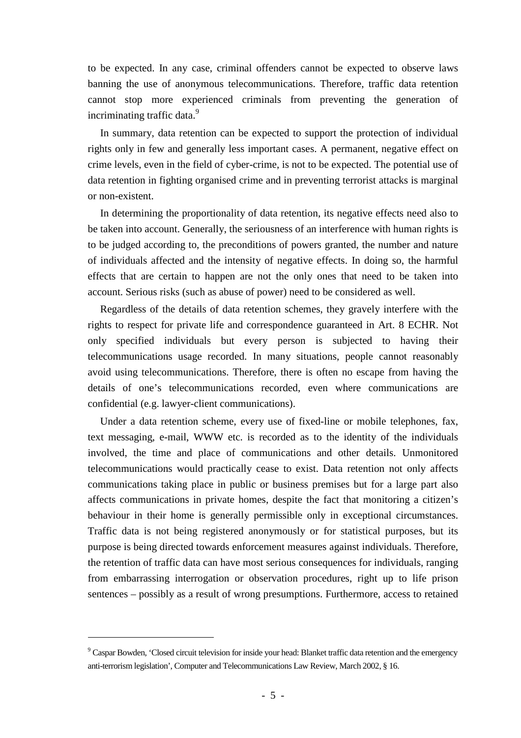to be expected. In any case, criminal offenders cannot be expected to observe laws banning the use of anonymous telecommunications. Therefore, traffic data retention cannot stop more experienced criminals from preventing the generation of incriminating traffic data.[9]

In summary, data retention can be expected to support the protection of individual rights only in few and generally less important cases. A permanent, negative effect on crime levels, even in the field of cyber-crime, is not to be expected. The potential use of data retention in fighting organised crime and in preventing terrorist attacks is marginal or non-existent.

In determining the proportionality of data retention, its negative effects need also to be taken into account. Generally, the seriousness of an interference with human rights is to be judged according to, the preconditions of powers granted, the number and nature of individuals affected and the intensity of negative effects. In doing so, the harmful effects that are certain to happen are not the only ones that need to be taken into account. Serious risks (such as abuse of power) need to be considered as well.

Regardless of the details of data retention schemes, they gravely interfere with the rights to respect for private life and correspondence guaranteed in Art. 8 ECHR. Not only specified individuals but every person is subjected to having their telecommunications usage recorded. In many situations, people cannot reasonably avoid using telecommunications. Therefore, there is often no escape from having the details of one's telecommunications recorded, even where communications are confidential (e.g. lawyer-client communications).

Under a data retention scheme, every use of fixed-line or mobile telephones, fax, text messaging, e-mail, WWW etc. is recorded as to the identity of the individuals involved, the time and place of communications and other details. Unmonitored telecommunications would practically cease to exist. Data retention not only affects communications taking place in public or business premises but for a large part also affects communications in private homes, despite the fact that monitoring a citizen's behaviour in their home is generally permissible only in exceptional circumstances. Traffic data is not being registered anonymously or for statistical purposes, but its purpose is being directed towards enforcement measures against individuals. Therefore, the retention of traffic data can have most serious consequences for individuals, ranging from embarrassing interrogation or observation procedures, right up to life prison sentences – possibly as a result of wrong presumptions. Furthermore, access to retained

---

[9] Caspar Bowden, 'Closed circuit television for inside your head: Blanket traffic data retention and the emergency anti-terrorism legislation', Computer and Telecommunications Law Review, March 2002, § 16.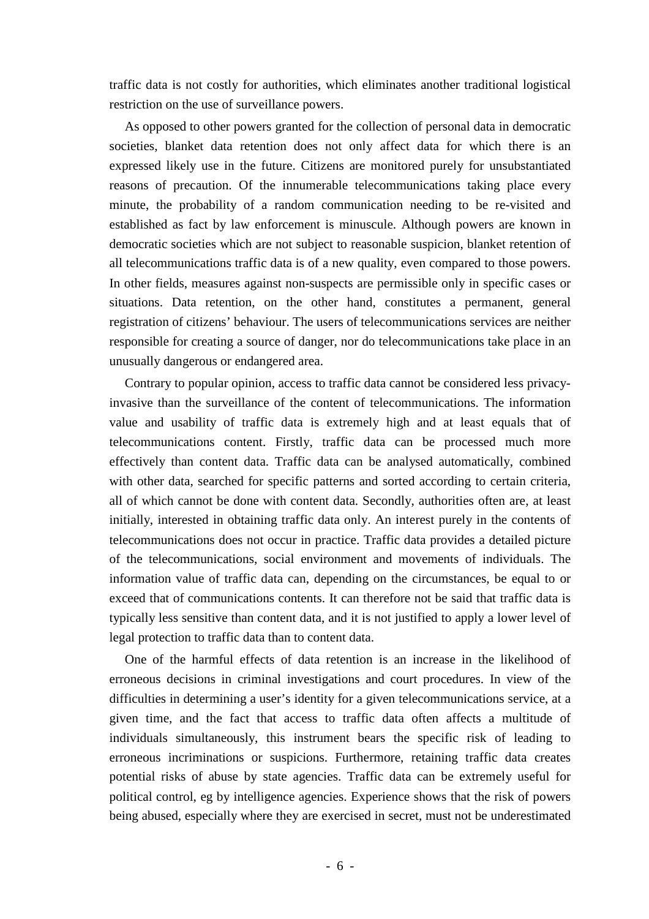traffic data is not costly for authorities, which eliminates another traditional logistical restriction on the use of surveillance powers.

As opposed to other powers granted for the collection of personal data in democratic societies, blanket data retention does not only affect data for which there is an expressed likely use in the future. Citizens are monitored purely for unsubstantiated reasons of precaution. Of the innumerable telecommunications taking place every minute, the probability of a random communication needing to be re-visited and established as fact by law enforcement is minuscule. Although powers are known in democratic societies which are not subject to reasonable suspicion, blanket retention of all telecommunications traffic data is of a new quality, even compared to those powers. In other fields, measures against non-suspects are permissible only in specific cases or situations. Data retention, on the other hand, constitutes a permanent, general registration of citizens' behaviour. The users of telecommunications services are neither responsible for creating a source of danger, nor do telecommunications take place in an unusually dangerous or endangered area.

Contrary to popular opinion, access to traffic data cannot be considered less privacy-invasive than the surveillance of the content of telecommunications. The information value and usability of traffic data is extremely high and at least equals that of telecommunications content. Firstly, traffic data can be processed much more effectively than content data. Traffic data can be analysed automatically, combined with other data, searched for specific patterns and sorted according to certain criteria, all of which cannot be done with content data. Secondly, authorities often are, at least initially, interested in obtaining traffic data only. An interest purely in the contents of telecommunications does not occur in practice. Traffic data provides a detailed picture of the telecommunications, social environment and movements of individuals. The information value of traffic data can, depending on the circumstances, be equal to or exceed that of communications contents. It can therefore not be said that traffic data is typically less sensitive than content data, and it is not justified to apply a lower level of legal protection to traffic data than to content data.

One of the harmful effects of data retention is an increase in the likelihood of erroneous decisions in criminal investigations and court procedures. In view of the difficulties in determining a user's identity for a given telecommunications service, at a given time, and the fact that access to traffic data often affects a multitude of individuals simultaneously, this instrument bears the specific risk of leading to erroneous incriminations or suspicions. Furthermore, retaining traffic data creates potential risks of abuse by state agencies. Traffic data can be extremely useful for political control, eg by intelligence agencies. Experience shows that the risk of powers being abused, especially where they are exercised in secret, must not be underestimated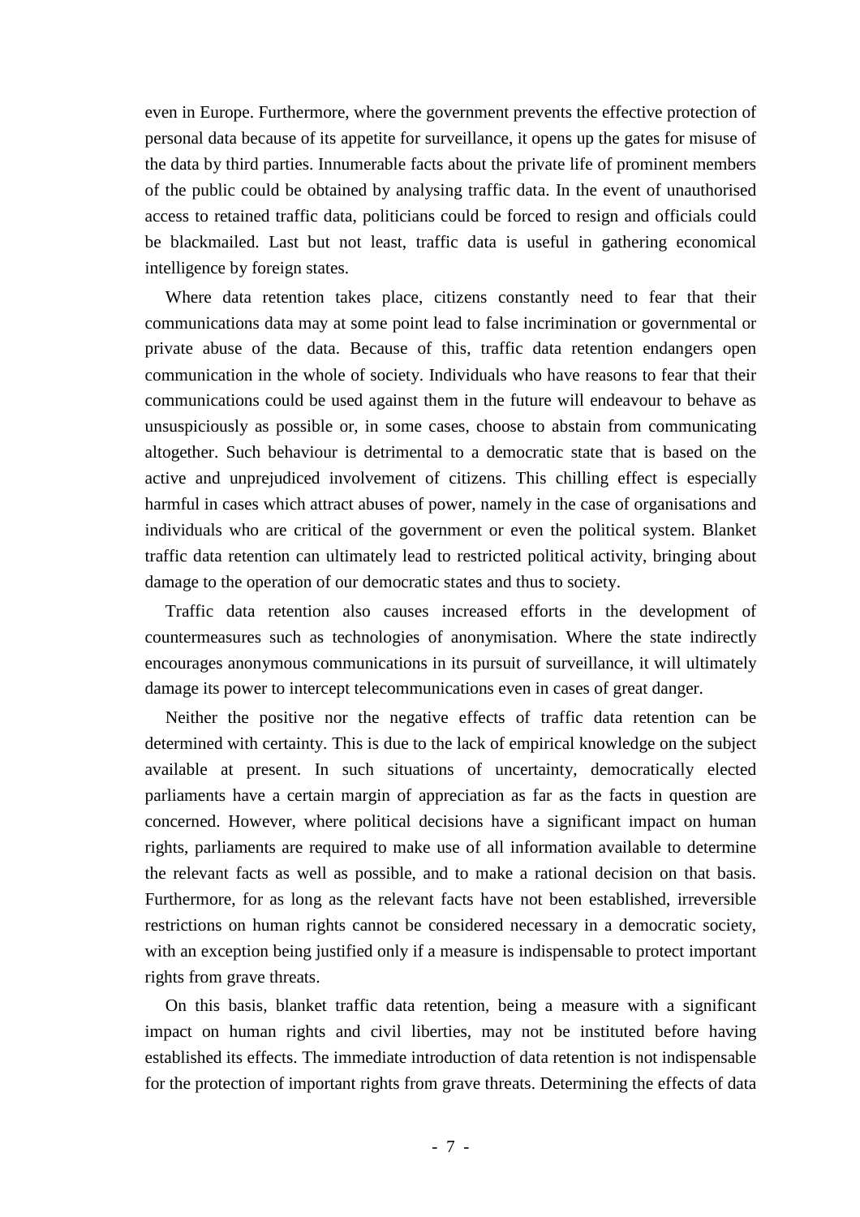even in Europe. Furthermore, where the government prevents the effective protection of personal data because of its appetite for surveillance, it opens up the gates for misuse of the data by third parties. Innumerable facts about the private life of prominent members of the public could be obtained by analysing traffic data. In the event of unauthorised access to retained traffic data, politicians could be forced to resign and officials could be blackmailed. Last but not least, traffic data is useful in gathering economical intelligence by foreign states.

Where data retention takes place, citizens constantly need to fear that their communications data may at some point lead to false incrimination or governmental or private abuse of the data. Because of this, traffic data retention endangers open communication in the whole of society. Individuals who have reasons to fear that their communications could be used against them in the future will endeavour to behave as unsuspiciously as possible or, in some cases, choose to abstain from communicating altogether. Such behaviour is detrimental to a democratic state that is based on the active and unprejudiced involvement of citizens. This chilling effect is especially harmful in cases which attract abuses of power, namely in the case of organisations and individuals who are critical of the government or even the political system. Blanket traffic data retention can ultimately lead to restricted political activity, bringing about damage to the operation of our democratic states and thus to society.

Traffic data retention also causes increased efforts in the development of countermeasures such as technologies of anonymisation. Where the state indirectly encourages anonymous communications in its pursuit of surveillance, it will ultimately damage its power to intercept telecommunications even in cases of great danger.

Neither the positive nor the negative effects of traffic data retention can be determined with certainty. This is due to the lack of empirical knowledge on the subject available at present. In such situations of uncertainty, democratically elected parliaments have a certain margin of appreciation as far as the facts in question are concerned. However, where political decisions have a significant impact on human rights, parliaments are required to make use of all information available to determine the relevant facts as well as possible, and to make a rational decision on that basis. Furthermore, for as long as the relevant facts have not been established, irreversible restrictions on human rights cannot be considered necessary in a democratic society, with an exception being justified only if a measure is indispensable to protect important rights from grave threats.

On this basis, blanket traffic data retention, being a measure with a significant impact on human rights and civil liberties, may not be instituted before having established its effects. The immediate introduction of data retention is not indispensable for the protection of important rights from grave threats. Determining the effects of data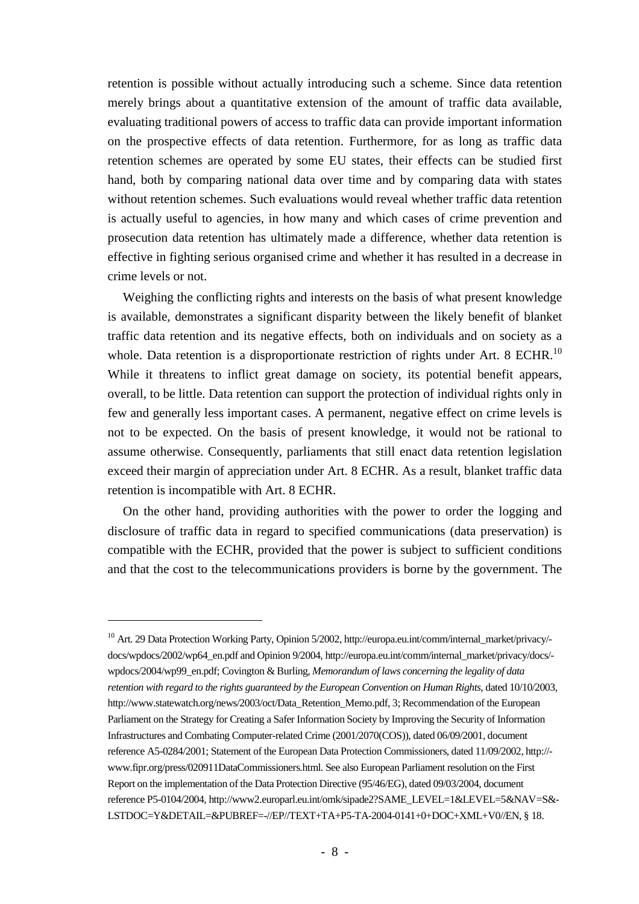retention is possible without actually introducing such a scheme. Since data retention merely brings about a quantitative extension of the amount of traffic data available, evaluating traditional powers of access to traffic data can provide important information on the prospective effects of data retention. Furthermore, for as long as traffic data retention schemes are operated by some EU states, their effects can be studied first hand, both by comparing national data over time and by comparing data with states without retention schemes. Such evaluations would reveal whether traffic data retention is actually useful to agencies, in how many and which cases of crime prevention and prosecution data retention has ultimately made a difference, whether data retention is effective in fighting serious organised crime and whether it has resulted in a decrease in crime levels or not.

Weighing the conflicting rights and interests on the basis of what present knowledge is available, demonstrates a significant disparity between the likely benefit of blanket traffic data retention and its negative effects, both on individuals and on society as a whole. Data retention is a disproportionate restriction of rights under Art. 8 ECHR.[10] While it threatens to inflict great damage on society, its potential benefit appears, overall, to be little. Data retention can support the protection of individual rights only in few and generally less important cases. A permanent, negative effect on crime levels is not to be expected. On the basis of present knowledge, it would not be rational to assume otherwise. Consequently, parliaments that still enact data retention legislation exceed their margin of appreciation under Art. 8 ECHR. As a result, blanket traffic data retention is incompatible with Art. 8 ECHR.

On the other hand, providing authorities with the power to order the logging and disclosure of traffic data in regard to specified communications (data preservation) is compatible with the ECHR, provided that the power is subject to sufficient conditions and that the cost to the telecommunications providers is borne by the government. The

---

[10] Art. 29 Data Protection Working Party, Opinion 5/2002, http://europa.eu.int/comm/internal_market/privacy/-docs/wpdocs/2002/wp64_en.pdf and Opinion 9/2004, http://europa.eu.int/comm/internal_market/privacy/docs/-wpdocs/2004/wp99_en.pdf; Covington & Burling, *Memorandum of laws concerning the legality of data retention with regard to the rights guaranteed by the European Convention on Human Rights*, dated 10/10/2003, http://www.statewatch.org/news/2003/oct/Data_Retention_Memo.pdf, 3; Recommendation of the European Parliament on the Strategy for Creating a Safer Information Society by Improving the Security of Information Infrastructures and Combating Computer-related Crime (2001/2070(COS)), dated 06/09/2001, document reference A5-0284/2001; Statement of the European Data Protection Commissioners, dated 11/09/2002, http://-www.fipr.org/press/020911DataCommissioners.html. See also European Parliament resolution on the First Report on the implementation of the Data Protection Directive (95/46/EG), dated 09/03/2004, document reference P5-0104/2004, http://www2.europarl.eu.int/omk/sipade2?SAME_LEVEL=1&LEVEL=5&NAV=S&-LSTDOC=Y&DETAIL=&PUBREF=-//EP//TEXT+TA+P5-TA-2004-0141+0+DOC+XML+V0//EN, § 18.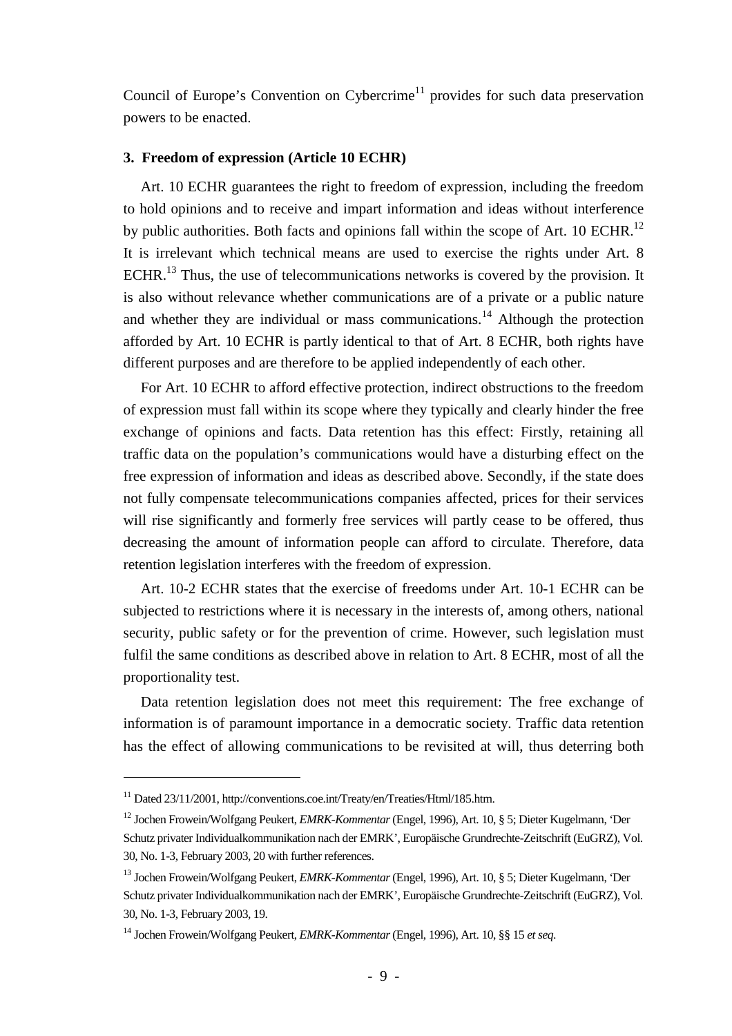Council of Europe's Convention on Cybercrime[11] provides for such data preservation powers to be enacted.

### 3. Freedom of expression (Article 10 ECHR)

Art. 10 ECHR guarantees the right to freedom of expression, including the freedom to hold opinions and to receive and impart information and ideas without interference by public authorities. Both facts and opinions fall within the scope of Art. 10 ECHR.[12] It is irrelevant which technical means are used to exercise the rights under Art. 8 ECHR.[13] Thus, the use of telecommunications networks is covered by the provision. It is also without relevance whether communications are of a private or a public nature and whether they are individual or mass communications.[14] Although the protection afforded by Art. 10 ECHR is partly identical to that of Art. 8 ECHR, both rights have different purposes and are therefore to be applied independently of each other.

For Art. 10 ECHR to afford effective protection, indirect obstructions to the freedom of expression must fall within its scope where they typically and clearly hinder the free exchange of opinions and facts. Data retention has this effect: Firstly, retaining all traffic data on the population's communications would have a disturbing effect on the free expression of information and ideas as described above. Secondly, if the state does not fully compensate telecommunications companies affected, prices for their services will rise significantly and formerly free services will partly cease to be offered, thus decreasing the amount of information people can afford to circulate. Therefore, data retention legislation interferes with the freedom of expression.

Art. 10-2 ECHR states that the exercise of freedoms under Art. 10-1 ECHR can be subjected to restrictions where it is necessary in the interests of, among others, national security, public safety or for the prevention of crime. However, such legislation must fulfil the same conditions as described above in relation to Art. 8 ECHR, most of all the proportionality test.

Data retention legislation does not meet this requirement: The free exchange of information is of paramount importance in a democratic society. Traffic data retention has the effect of allowing communications to be revisited at will, thus deterring both

---

[11] Dated 23/11/2001, http://conventions.coe.int/Treaty/en/Treaties/Html/185.htm.

[12] Jochen Frowein/Wolfgang Peukert, *EMRK-Kommentar* (Engel, 1996), Art. 10, § 5; Dieter Kugelmann, 'Der Schutz privater Individualkommunikation nach der EMRK', Europäische Grundrechte-Zeitschrift (EuGRZ), Vol. 30, No. 1-3, February 2003, 20 with further references.

[13] Jochen Frowein/Wolfgang Peukert, *EMRK-Kommentar* (Engel, 1996), Art. 10, § 5; Dieter Kugelmann, 'Der Schutz privater Individualkommunikation nach der EMRK', Europäische Grundrechte-Zeitschrift (EuGRZ), Vol. 30, No. 1-3, February 2003, 19.

[14] Jochen Frowein/Wolfgang Peukert, *EMRK-Kommentar* (Engel, 1996), Art. 10, §§ 15 *et seq.*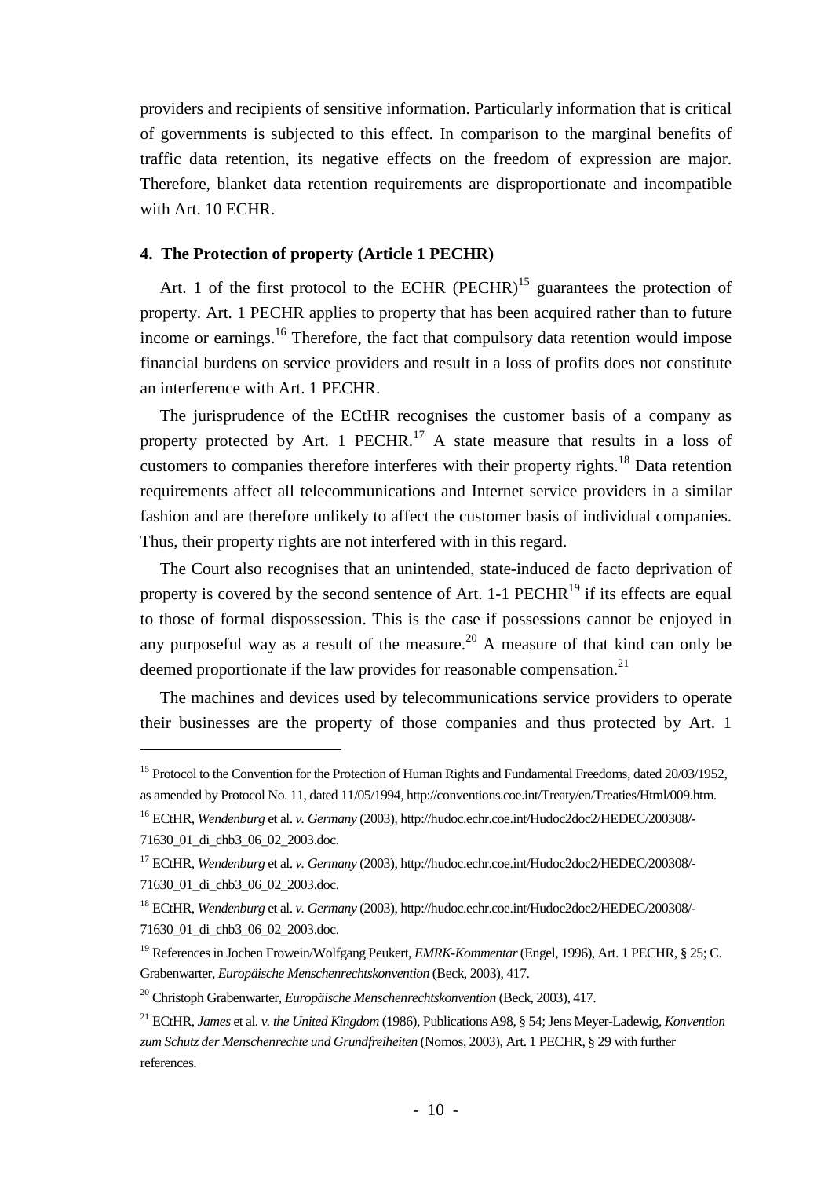providers and recipients of sensitive information. Particularly information that is critical of governments is subjected to this effect. In comparison to the marginal benefits of traffic data retention, its negative effects on the freedom of expression are major. Therefore, blanket data retention requirements are disproportionate and incompatible with Art. 10 ECHR.

#### 4. The Protection of property (Article 1 PECHR)

Art. 1 of the first protocol to the ECHR (PECHR)[15] guarantees the protection of property. Art. 1 PECHR applies to property that has been acquired rather than to future income or earnings.[16] Therefore, the fact that compulsory data retention would impose financial burdens on service providers and result in a loss of profits does not constitute an interference with Art. 1 PECHR.

The jurisprudence of the ECtHR recognises the customer basis of a company as property protected by Art. 1 PECHR.[17] A state measure that results in a loss of customers to companies therefore interferes with their property rights.[18] Data retention requirements affect all telecommunications and Internet service providers in a similar fashion and are therefore unlikely to affect the customer basis of individual companies. Thus, their property rights are not interfered with in this regard.

The Court also recognises that an unintended, state-induced de facto deprivation of property is covered by the second sentence of Art. 1-1 PECHR[19] if its effects are equal to those of formal dispossession. This is the case if possessions cannot be enjoyed in any purposeful way as a result of the measure.[20] A measure of that kind can only be deemed proportionate if the law provides for reasonable compensation.[21]

The machines and devices used by telecommunications service providers to operate their businesses are the property of those companies and thus protected by Art. 1

---

[15] Protocol to the Convention for the Protection of Human Rights and Fundamental Freedoms, dated 20/03/1952, as amended by Protocol No. 11, dated 11/05/1994, http://conventions.coe.int/Treaty/en/Treaties/Html/009.htm.

[16] ECtHR, *Wendenburg* et al. *v. Germany* (2003), http://hudoc.echr.coe.int/Hudoc2doc2/HEDEC/200308/-71630_01_di_chb3_06_02_2003.doc.

[17] ECtHR, *Wendenburg* et al. *v. Germany* (2003), http://hudoc.echr.coe.int/Hudoc2doc2/HEDEC/200308/-71630_01_di_chb3_06_02_2003.doc.

[18] ECtHR, *Wendenburg* et al. *v. Germany* (2003), http://hudoc.echr.coe.int/Hudoc2doc2/HEDEC/200308/-71630_01_di_chb3_06_02_2003.doc.

[19] References in Jochen Frowein/Wolfgang Peukert, *EMRK-Kommentar* (Engel, 1996), Art. 1 PECHR, § 25; C. Grabenwarter, *Europäische Menschenrechtskonvention* (Beck, 2003), 417.

[20] Christoph Grabenwarter, *Europäische Menschenrechtskonvention* (Beck, 2003), 417.

[21] ECtHR, *James* et al. *v. the United Kingdom* (1986), Publications A98, § 54; Jens Meyer-Ladewig, *Konvention zum Schutz der Menschenrechte und Grundfreiheiten* (Nomos, 2003), Art. 1 PECHR, § 29 with further references.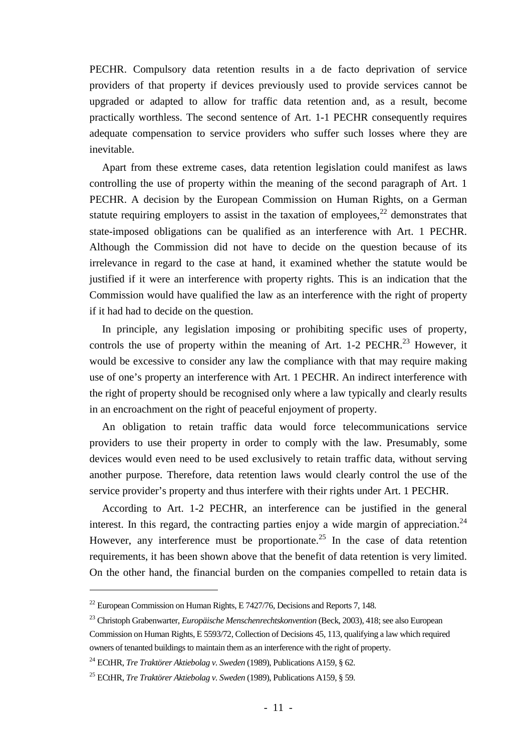PECHR. Compulsory data retention results in a de facto deprivation of service providers of that property if devices previously used to provide services cannot be upgraded or adapted to allow for traffic data retention and, as a result, become practically worthless. The second sentence of Art. 1-1 PECHR consequently requires adequate compensation to service providers who suffer such losses where they are inevitable.

Apart from these extreme cases, data retention legislation could manifest as laws controlling the use of property within the meaning of the second paragraph of Art. 1 PECHR. A decision by the European Commission on Human Rights, on a German statute requiring employers to assist in the taxation of employees,[22] demonstrates that state-imposed obligations can be qualified as an interference with Art. 1 PECHR. Although the Commission did not have to decide on the question because of its irrelevance in regard to the case at hand, it examined whether the statute would be justified if it were an interference with property rights. This is an indication that the Commission would have qualified the law as an interference with the right of property if it had had to decide on the question.

In principle, any legislation imposing or prohibiting specific uses of property, controls the use of property within the meaning of Art. 1-2 PECHR.[23] However, it would be excessive to consider any law the compliance with that may require making use of one's property an interference with Art. 1 PECHR. An indirect interference with the right of property should be recognised only where a law typically and clearly results in an encroachment on the right of peaceful enjoyment of property.

An obligation to retain traffic data would force telecommunications service providers to use their property in order to comply with the law. Presumably, some devices would even need to be used exclusively to retain traffic data, without serving another purpose. Therefore, data retention laws would clearly control the use of the service provider's property and thus interfere with their rights under Art. 1 PECHR.

According to Art. 1-2 PECHR, an interference can be justified in the general interest. In this regard, the contracting parties enjoy a wide margin of appreciation.[24] However, any interference must be proportionate.[25] In the case of data retention requirements, it has been shown above that the benefit of data retention is very limited. On the other hand, the financial burden on the companies compelled to retain data is

---

[22] European Commission on Human Rights, E 7427/76, Decisions and Reports 7, 148.

[23] Christoph Grabenwarter, *Europäische Menschenrechtskonvention* (Beck, 2003), 418; see also European Commission on Human Rights, E 5593/72, Collection of Decisions 45, 113, qualifying a law which required owners of tenanted buildings to maintain them as an interference with the right of property.

[24] ECtHR, *Tre Traktörer Aktiebolag v. Sweden* (1989), Publications A159, § 62.

[25] ECtHR, *Tre Traktörer Aktiebolag v. Sweden* (1989), Publications A159, § 59.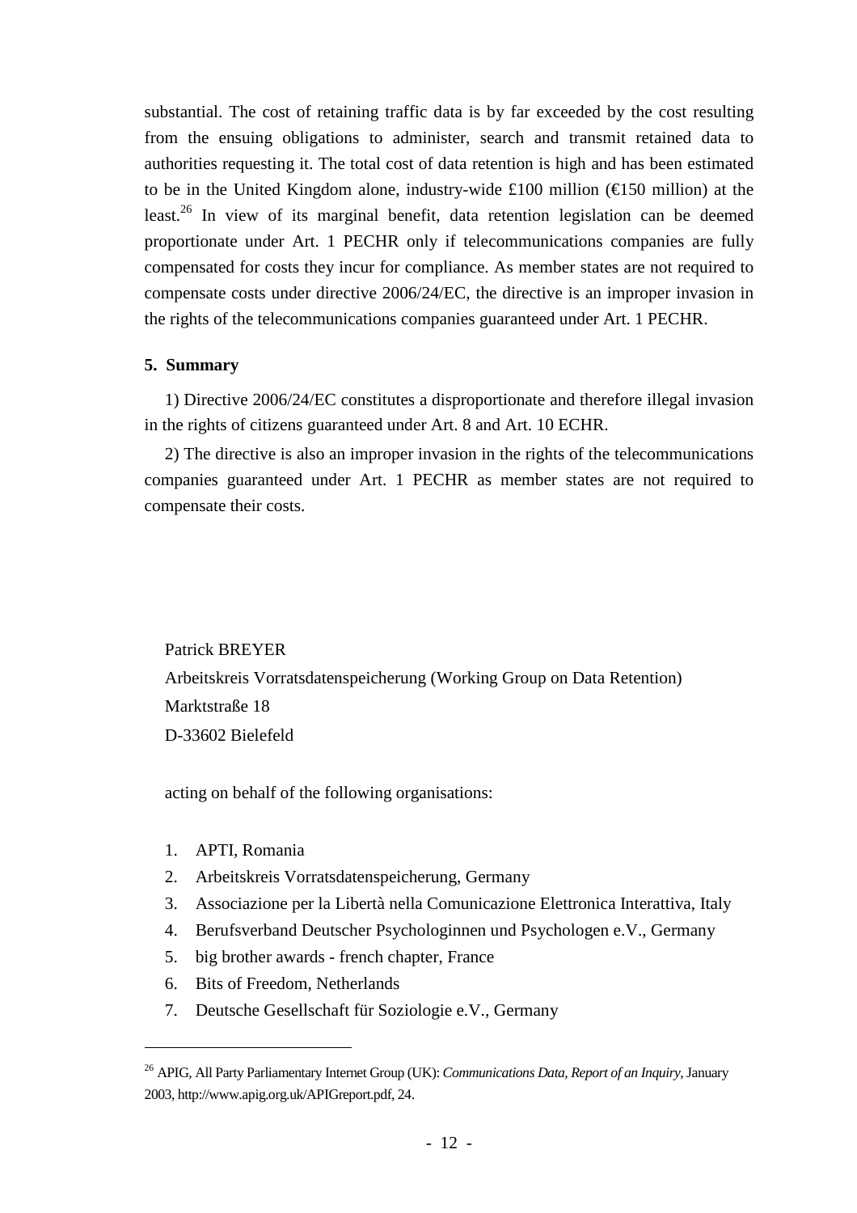substantial. The cost of retaining traffic data is by far exceeded by the cost resulting from the ensuing obligations to administer, search and transmit retained data to authorities requesting it. The total cost of data retention is high and has been estimated to be in the United Kingdom alone, industry-wide £100 million (€150 million) at the least.[26] In view of its marginal benefit, data retention legislation can be deemed proportionate under Art. 1 PECHR only if telecommunications companies are fully compensated for costs they incur for compliance. As member states are not required to compensate costs under directive 2006/24/EC, the directive is an improper invasion in the rights of the telecommunications companies guaranteed under Art. 1 PECHR.

### 5. Summary

1) Directive 2006/24/EC constitutes a disproportionate and therefore illegal invasion in the rights of citizens guaranteed under Art. 8 and Art. 10 ECHR.

2) The directive is also an improper invasion in the rights of the telecommunications companies guaranteed under Art. 1 PECHR as member states are not required to compensate their costs.

Patrick BREYER
Arbeitskreis Vorratsdatenspeicherung (Working Group on Data Retention)
Marktstraße 18
D-33602 Bielefeld

acting on behalf of the following organisations:

1. APTI, Romania
2. Arbeitskreis Vorratsdatenspeicherung, Germany
3. Associazione per la Libertà nella Comunicazione Elettronica Interattiva, Italy
4. Berufsverband Deutscher Psychologinnen und Psychologen e.V., Germany
5. big brother awards - french chapter, France
6. Bits of Freedom, Netherlands
7. Deutsche Gesellschaft für Soziologie e.V., Germany

---

[26] APIG, All Party Parliamentary Internet Group (UK): *Communications Data, Report of an Inquiry*, January 2003, http://www.apig.org.uk/APIGreport.pdf, 24.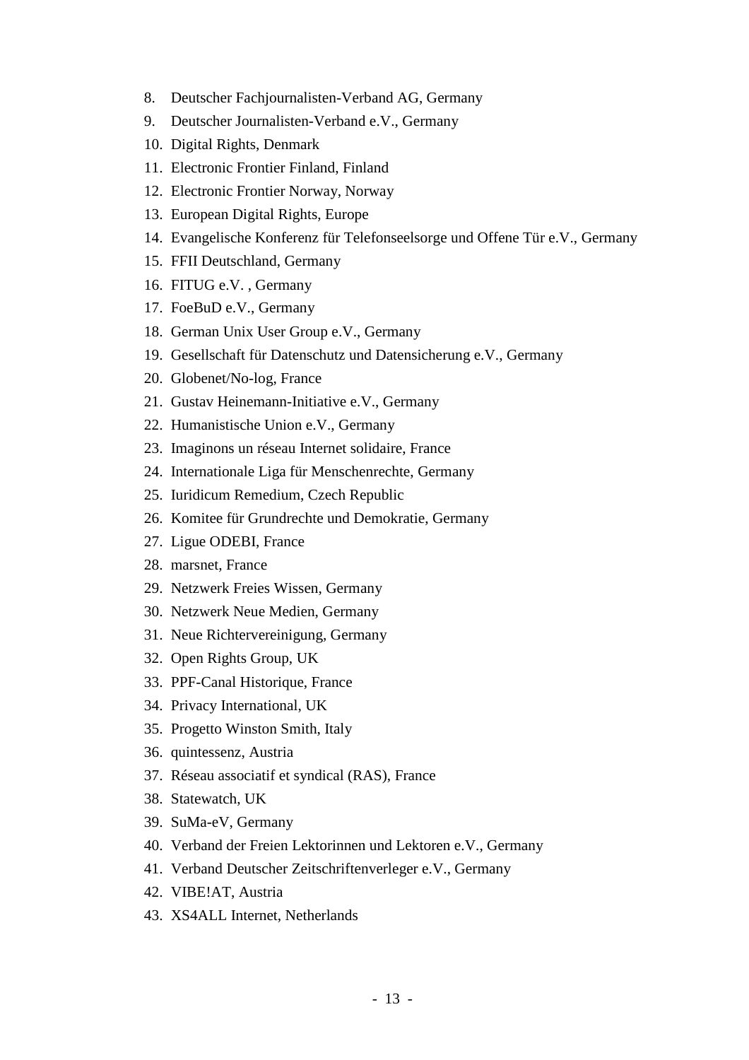8. Deutscher Fachjournalisten-Verband AG, Germany
9. Deutscher Journalisten-Verband e.V., Germany
10. Digital Rights, Denmark
11. Electronic Frontier Finland, Finland
12. Electronic Frontier Norway, Norway
13. European Digital Rights, Europe
14. Evangelische Konferenz für Telefonseelsorge und Offene Tür e.V., Germany
15. FFII Deutschland, Germany
16. FITUG e.V. , Germany
17. FoeBuD e.V., Germany
18. German Unix User Group e.V., Germany
19. Gesellschaft für Datenschutz und Datensicherung e.V., Germany
20. Globenet/No-log, France
21. Gustav Heinemann-Initiative e.V., Germany
22. Humanistische Union e.V., Germany
23. Imaginons un réseau Internet solidaire, France
24. Internationale Liga für Menschenrechte, Germany
25. Iuridicum Remedium, Czech Republic
26. Komitee für Grundrechte und Demokratie, Germany
27. Ligue ODEBI, France
28. marsnet, France
29. Netzwerk Freies Wissen, Germany
30. Netzwerk Neue Medien, Germany
31. Neue Richtervereinigung, Germany
32. Open Rights Group, UK
33. PPF-Canal Historique, France
34. Privacy International, UK
35. Progetto Winston Smith, Italy
36. quintessenz, Austria
37. Réseau associatif et syndical (RAS), France
38. Statewatch, UK
39. SuMa-eV, Germany
40. Verband der Freien Lektorinnen und Lektoren e.V., Germany
41. Verband Deutscher Zeitschriftenverleger e.V., Germany
42. VIBE!AT, Austria
43. XS4ALL Internet, Netherlands